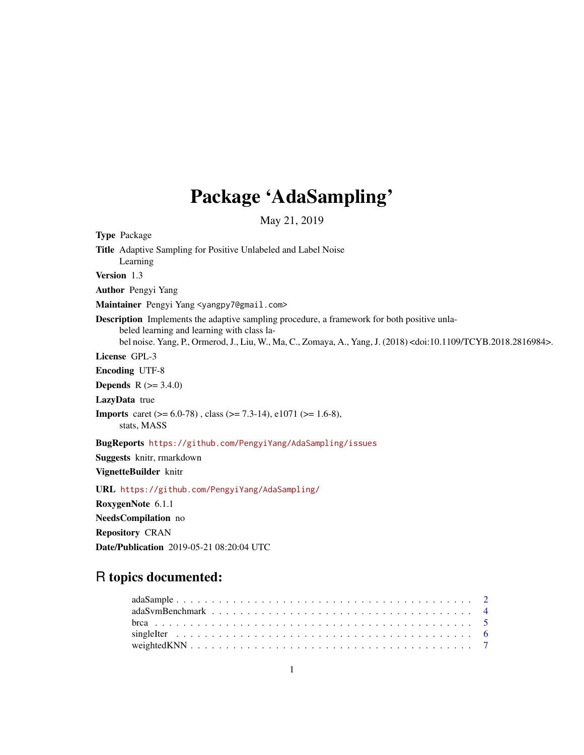# Package 'AdaSampling'

May 21, 2019

**Type** Package

**Title** Adaptive Sampling for Positive Unlabeled and Label Noise Learning

**Version** 1.3

**Author** Pengyi Yang

**Maintainer** Pengyi Yang <yangpy7@gmail.com>

**Description** Implements the adaptive sampling procedure, a framework for both positive unlabeled learning and learning with class label noise. Yang, P., Ormerod, J., Liu, W., Ma, C., Zomaya, A., Yang, J. (2018) <doi:10.1109/TCYB.2018.2816984>.

**License** GPL-3

**Encoding** UTF-8

**Depends** R (>= 3.4.0)

**LazyData** true

**Imports** caret (>= 6.0-78) , class (>= 7.3-14), e1071 (>= 1.6-8), stats, MASS

**BugReports** https://github.com/PengyiYang/AdaSampling/issues

**Suggests** knitr, rmarkdown

**VignetteBuilder** knitr

**URL** https://github.com/PengyiYang/AdaSampling/

**RoxygenNote** 6.1.1

**NeedsCompilation** no

**Repository** CRAN

**Date/Publication** 2019-05-21 08:20:04 UTC

## R topics documented:

- adaSample . . . . . . . . . . . . . . . . . . . . . . . . . . . . . . . . . . . . . . . . 2
- adaSvmBenchmark . . . . . . . . . . . . . . . . . . . . . . . . . . . . . . . . . . . . 4
- brca . . . . . . . . . . . . . . . . . . . . . . . . . . . . . . . . . . . . . . . . . . . 5
- singleIter . . . . . . . . . . . . . . . . . . . . . . . . . . . . . . . . . . . . . . . . 6
- weightedKNN . . . . . . . . . . . . . . . . . . . . . . . . . . . . . . . . . . . . . . . 7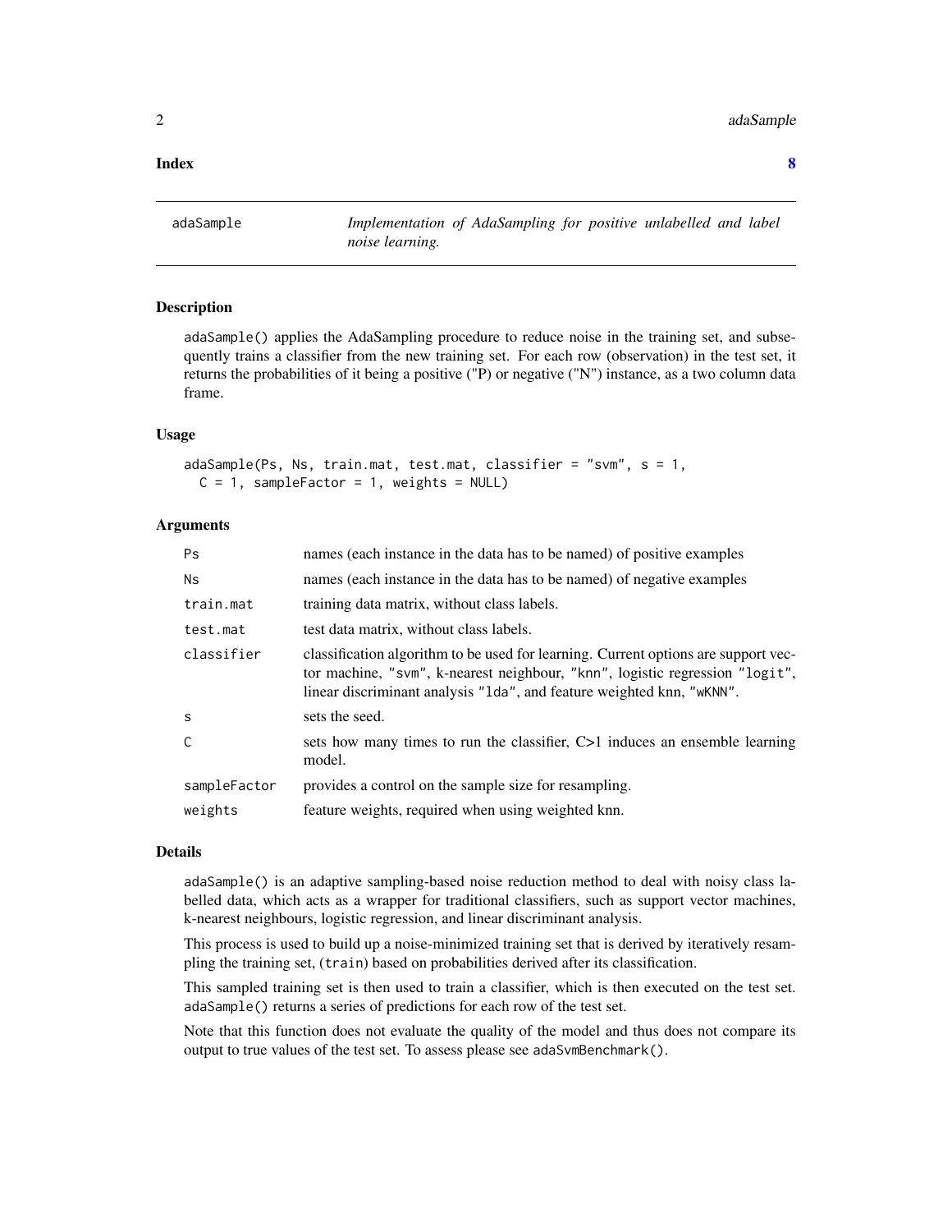**Index** **8**

---

`adaSample` *Implementation of AdaSampling for positive unlabelled and label noise learning.*

---

### Description

`adaSample()` applies the AdaSampling procedure to reduce noise in the training set, and subsequently trains a classifier from the new training set. For each row (observation) in the test set, it returns the probabilities of it being a positive ("P) or negative ("N") instance, as a two column data frame.

### Usage

```
adaSample(Ps, Ns, train.mat, test.mat, classifier = "svm", s = 1,
  C = 1, sampleFactor = 1, weights = NULL)
```

### Arguments

| | |
|---|---|
| `Ps` | names (each instance in the data has to be named) of positive examples |
| `Ns` | names (each instance in the data has to be named) of negative examples |
| `train.mat` | training data matrix, without class labels. |
| `test.mat` | test data matrix, without class labels. |
| `classifier` | classification algorithm to be used for learning. Current options are support vector machine, `"svm"`, k-nearest neighbour, `"knn"`, logistic regression `"logit"`, linear discriminant analysis `"lda"`, and feature weighted knn, `"wKNN"`. |
| `s` | sets the seed. |
| `C` | sets how many times to run the classifier, C>1 induces an ensemble learning model. |
| `sampleFactor` | provides a control on the sample size for resampling. |
| `weights` | feature weights, required when using weighted knn. |

### Details

`adaSample()` is an adaptive sampling-based noise reduction method to deal with noisy class labelled data, which acts as a wrapper for traditional classifiers, such as support vector machines, k-nearest neighbours, logistic regression, and linear discriminant analysis.

This process is used to build up a noise-minimized training set that is derived by iteratively resampling the training set, (`train`) based on probabilities derived after its classification.

This sampled training set is then used to train a classifier, which is then executed on the test set. `adaSample()` returns a series of predictions for each row of the test set.

Note that this function does not evaluate the quality of the model and thus does not compare its output to true values of the test set. To assess please see `adaSvmBenchmark()`.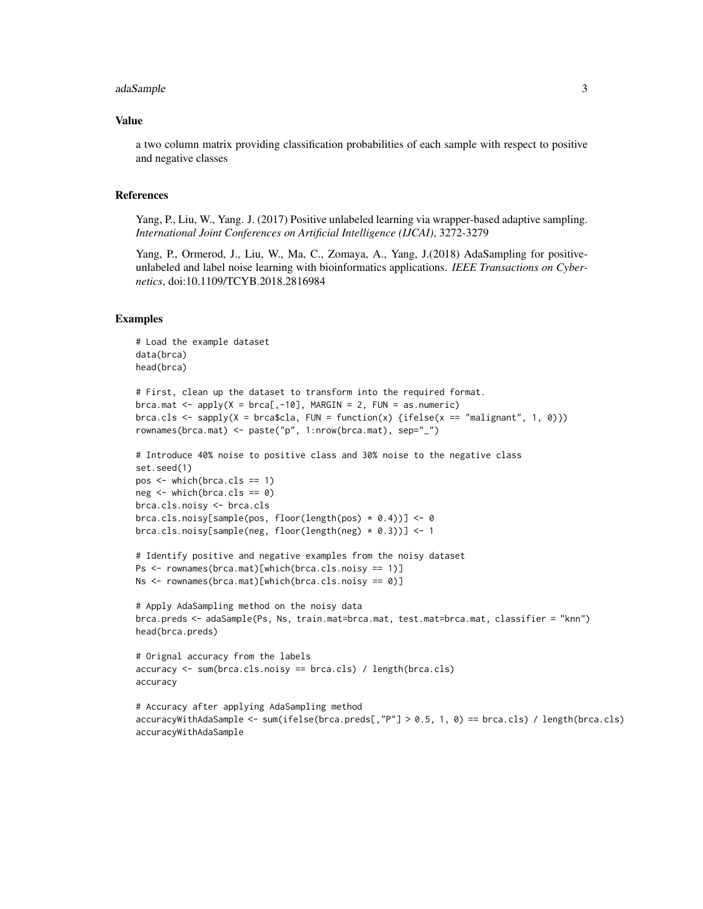## Value

a two column matrix providing classification probabilities of each sample with respect to positive and negative classes

## References

Yang, P., Liu, W., Yang. J. (2017) Positive unlabeled learning via wrapper-based adaptive sampling. *International Joint Conferences on Artificial Intelligence (IJCAI)*, 3272-3279

Yang, P., Ormerod, J., Liu, W., Ma, C., Zomaya, A., Yang, J.(2018) AdaSampling for positive-unlabeled and label noise learning with bioinformatics applications. *IEEE Transactions on Cybernetics*, doi:10.1109/TCYB.2018.2816984

## Examples

```
# Load the example dataset
data(brca)
head(brca)

# First, clean up the dataset to transform into the required format.
brca.mat <- apply(X = brca[,-10], MARGIN = 2, FUN = as.numeric)
brca.cls <- sapply(X = brca$cla, FUN = function(x) {ifelse(x == "malignant", 1, 0)})
rownames(brca.mat) <- paste("p", 1:nrow(brca.mat), sep="_")

# Introduce 40% noise to positive class and 30% noise to the negative class
set.seed(1)
pos <- which(brca.cls == 1)
neg <- which(brca.cls == 0)
brca.cls.noisy <- brca.cls
brca.cls.noisy[sample(pos, floor(length(pos) * 0.4))] <- 0
brca.cls.noisy[sample(neg, floor(length(neg) * 0.3))] <- 1

# Identify positive and negative examples from the noisy dataset
Ps <- rownames(brca.mat)[which(brca.cls.noisy == 1)]
Ns <- rownames(brca.mat)[which(brca.cls.noisy == 0)]

# Apply AdaSampling method on the noisy data
brca.preds <- adaSample(Ps, Ns, train.mat=brca.mat, test.mat=brca.mat, classifier = "knn")
head(brca.preds)

# Orignal accuracy from the labels
accuracy <- sum(brca.cls.noisy == brca.cls) / length(brca.cls)
accuracy

# Accuracy after applying AdaSampling method
accuracyWithAdaSample <- sum(ifelse(brca.preds[,"P"] > 0.5, 1, 0) == brca.cls) / length(brca.cls)
accuracyWithAdaSample
```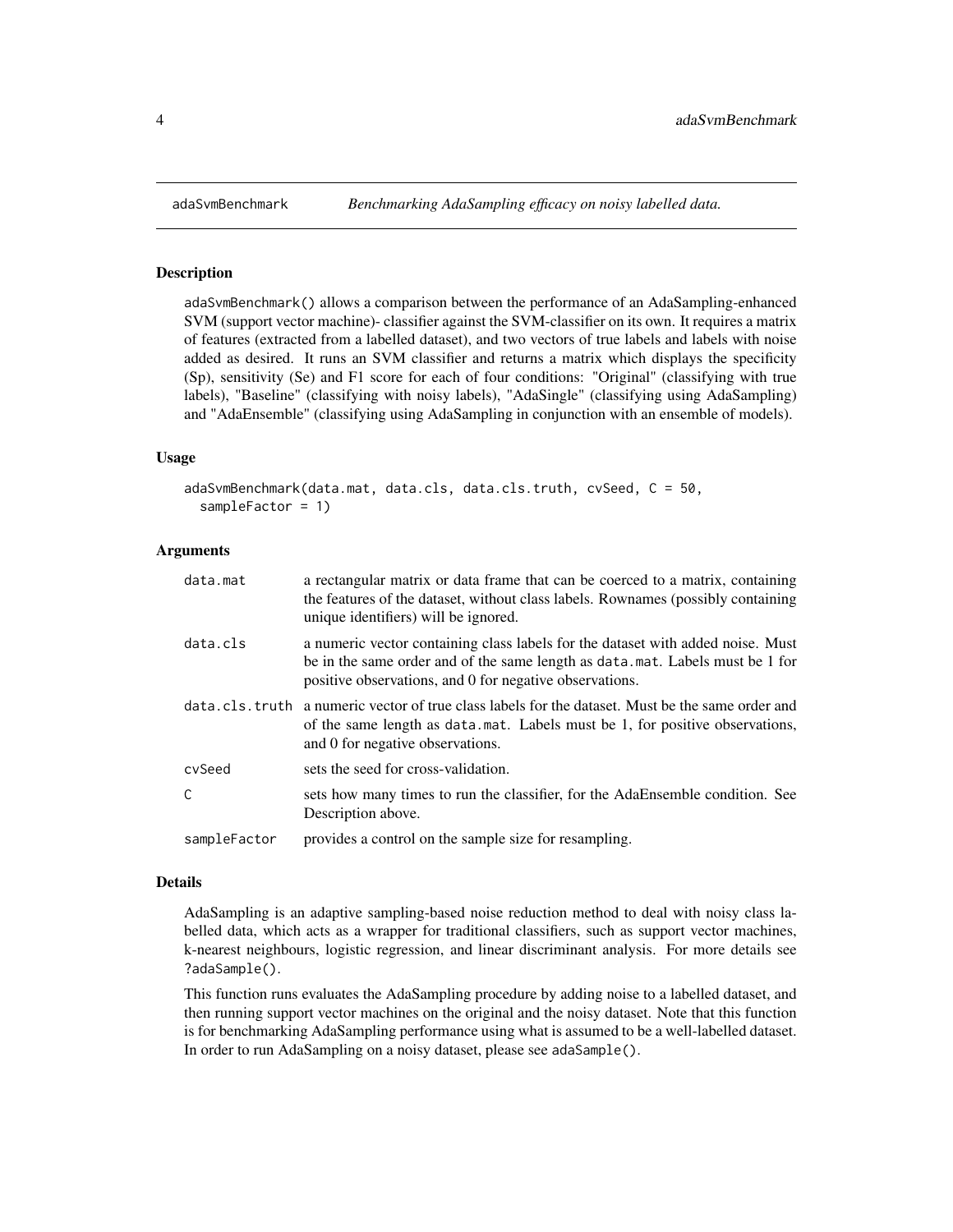# adaSvmBenchmark — *Benchmarking AdaSampling efficacy on noisy labelled data.*

## Description

adaSvmBenchmark() allows a comparison between the performance of an AdaSampling-enhanced SVM (support vector machine)- classifier against the SVM-classifier on its own. It requires a matrix of features (extracted from a labelled dataset), and two vectors of true labels and labels with noise added as desired. It runs an SVM classifier and returns a matrix which displays the specificity (Sp), sensitivity (Se) and F1 score for each of four conditions: "Original" (classifying with true labels), "Baseline" (classifying with noisy labels), "AdaSingle" (classifying using AdaSampling) and "AdaEnsemble" (classifying using AdaSampling in conjunction with an ensemble of models).

## Usage

```
adaSvmBenchmark(data.mat, data.cls, data.cls.truth, cvSeed, C = 50,
  sampleFactor = 1)
```

## Arguments

| | |
|---|---|
| data.mat | a rectangular matrix or data frame that can be coerced to a matrix, containing the features of the dataset, without class labels. Rownames (possibly containing unique identifiers) will be ignored. |
| data.cls | a numeric vector containing class labels for the dataset with added noise. Must be in the same order and of the same length as data.mat. Labels must be 1 for positive observations, and 0 for negative observations. |
| data.cls.truth | a numeric vector of true class labels for the dataset. Must be the same order and of the same length as data.mat. Labels must be 1, for positive observations, and 0 for negative observations. |
| cvSeed | sets the seed for cross-validation. |
| C | sets how many times to run the classifier, for the AdaEnsemble condition. See Description above. |
| sampleFactor | provides a control on the sample size for resampling. |

## Details

AdaSampling is an adaptive sampling-based noise reduction method to deal with noisy class labelled data, which acts as a wrapper for traditional classifiers, such as support vector machines, k-nearest neighbours, logistic regression, and linear discriminant analysis. For more details see ?adaSample().

This function runs evaluates the AdaSampling procedure by adding noise to a labelled dataset, and then running support vector machines on the original and the noisy dataset. Note that this function is for benchmarking AdaSampling performance using what is assumed to be a well-labelled dataset. In order to run AdaSampling on a noisy dataset, please see adaSample().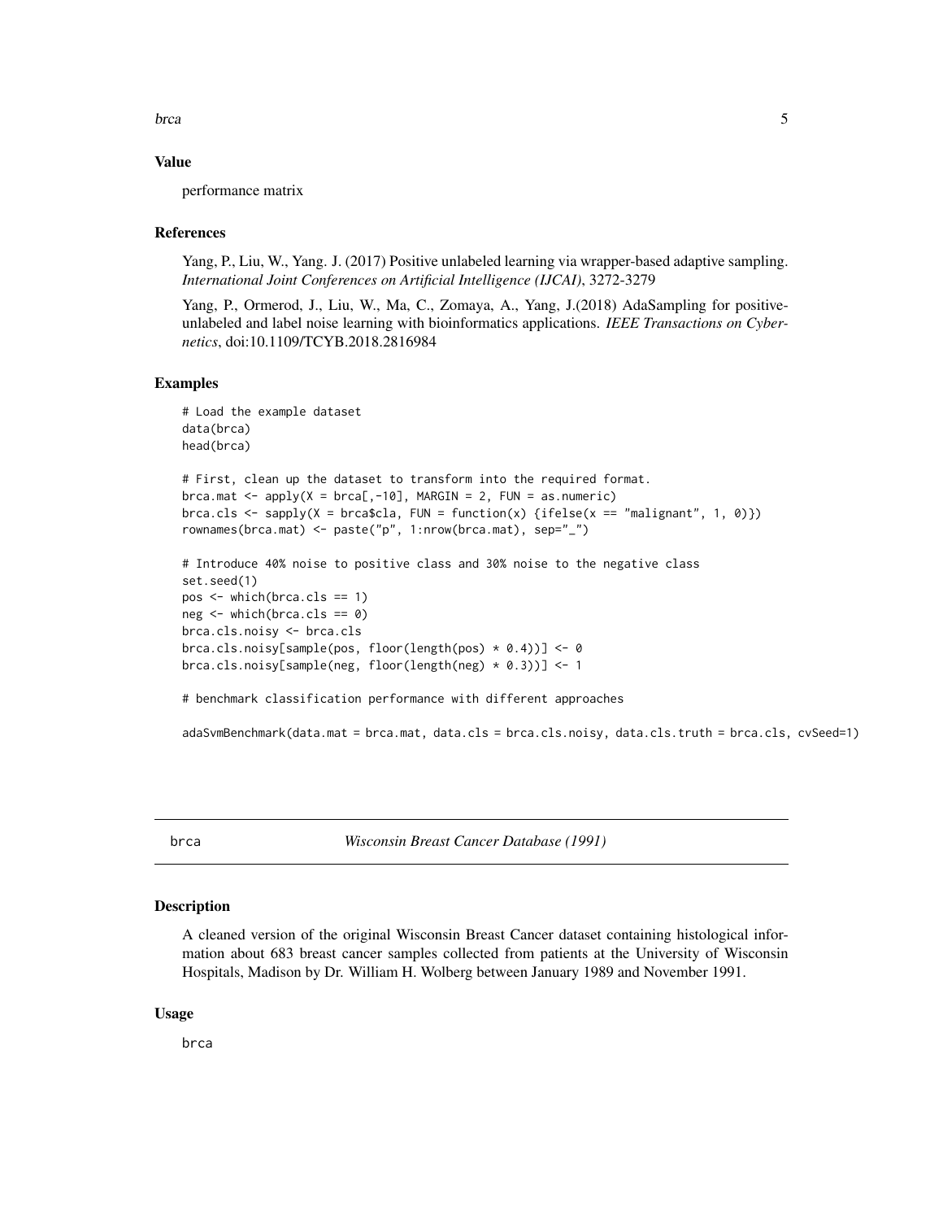## Value

performance matrix

## References

Yang, P., Liu, W., Yang. J. (2017) Positive unlabeled learning via wrapper-based adaptive sampling. *International Joint Conferences on Artificial Intelligence (IJCAI)*, 3272-3279

Yang, P., Ormerod, J., Liu, W., Ma, C., Zomaya, A., Yang, J.(2018) AdaSampling for positive-unlabeled and label noise learning with bioinformatics applications. *IEEE Transactions on Cybernetics*, doi:10.1109/TCYB.2018.2816984

## Examples

```
# Load the example dataset
data(brca)
head(brca)

# First, clean up the dataset to transform into the required format.
brca.mat <- apply(X = brca[,-10], MARGIN = 2, FUN = as.numeric)
brca.cls <- sapply(X = brca$cla, FUN = function(x) {ifelse(x == "malignant", 1, 0)})
rownames(brca.mat) <- paste("p", 1:nrow(brca.mat), sep="_")

# Introduce 40% noise to positive class and 30% noise to the negative class
set.seed(1)
pos <- which(brca.cls == 1)
neg <- which(brca.cls == 0)
brca.cls.noisy <- brca.cls
brca.cls.noisy[sample(pos, floor(length(pos) * 0.4))] <- 0
brca.cls.noisy[sample(neg, floor(length(neg) * 0.3))] <- 1

# benchmark classification performance with different approaches

adaSvmBenchmark(data.mat = brca.mat, data.cls = brca.cls.noisy, data.cls.truth = brca.cls, cvSeed=1)
```

---

# brca — *Wisconsin Breast Cancer Database (1991)*

## Description

A cleaned version of the original Wisconsin Breast Cancer dataset containing histological information about 683 breast cancer samples collected from patients at the University of Wisconsin Hospitals, Madison by Dr. William H. Wolberg between January 1989 and November 1991.

## Usage

```
brca
```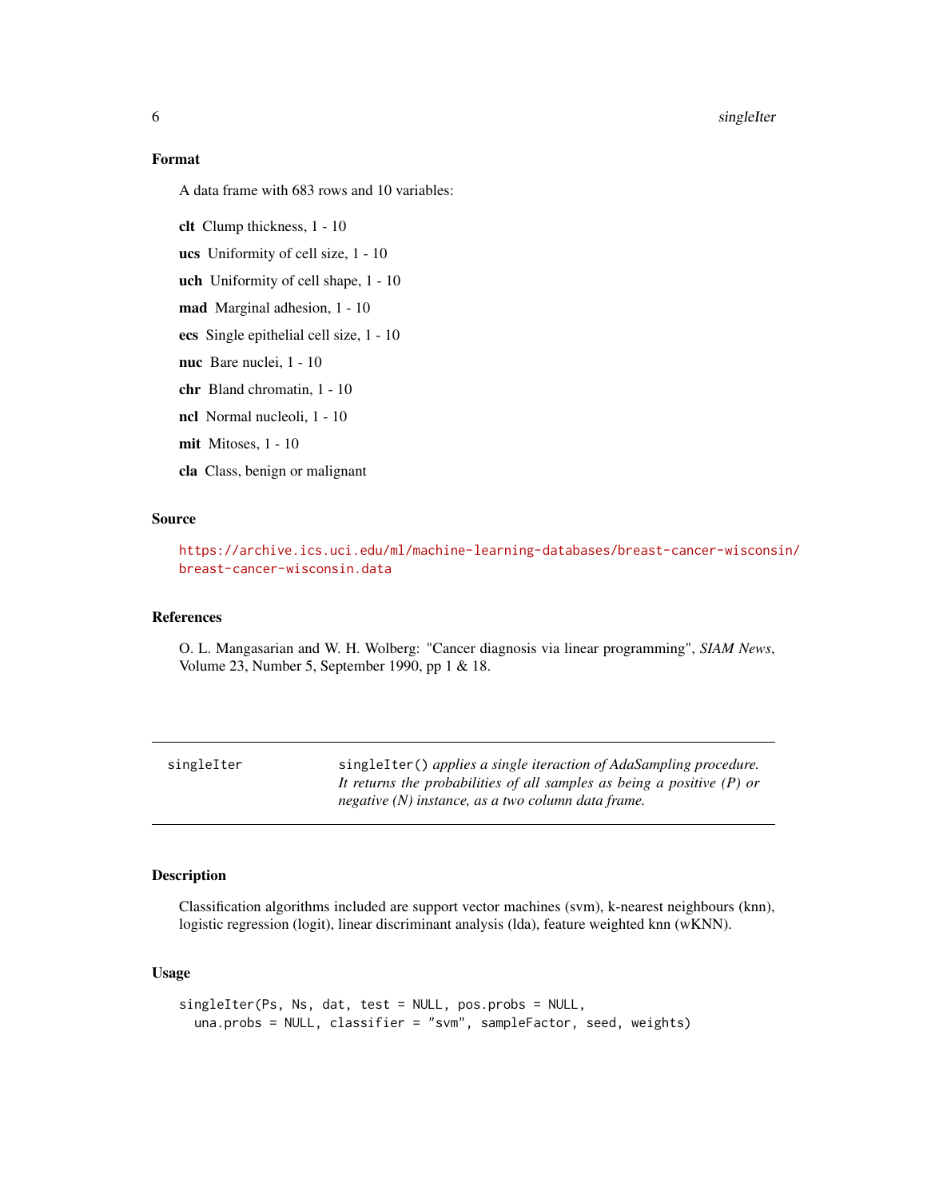### Format

A data frame with 683 rows and 10 variables:

- **clt** Clump thickness, 1 - 10
- **ucs** Uniformity of cell size, 1 - 10
- **uch** Uniformity of cell shape, 1 - 10
- **mad** Marginal adhesion, 1 - 10
- **ecs** Single epithelial cell size, 1 - 10
- **nuc** Bare nuclei, 1 - 10
- **chr** Bland chromatin, 1 - 10
- **ncl** Normal nucleoli, 1 - 10
- **mit** Mitoses, 1 - 10
- **cla** Class, benign or malignant

### Source

https://archive.ics.uci.edu/ml/machine-learning-databases/breast-cancer-wisconsin/breast-cancer-wisconsin.data

### References

O. L. Mangasarian and W. H. Wolberg: "Cancer diagnosis via linear programming", *SIAM News*, Volume 23, Number 5, September 1990, pp 1 & 18.

---

## singleIter

`singleIter()` *applies a single iteraction of AdaSampling procedure. It returns the probabilities of all samples as being a positive (P) or negative (N) instance, as a two column data frame.*

---

### Description

Classification algorithms included are support vector machines (svm), k-nearest neighbours (knn), logistic regression (logit), linear discriminant analysis (lda), feature weighted knn (wKNN).

### Usage

```
singleIter(Ps, Ns, dat, test = NULL, pos.probs = NULL,
  una.probs = NULL, classifier = "svm", sampleFactor, seed, weights)
```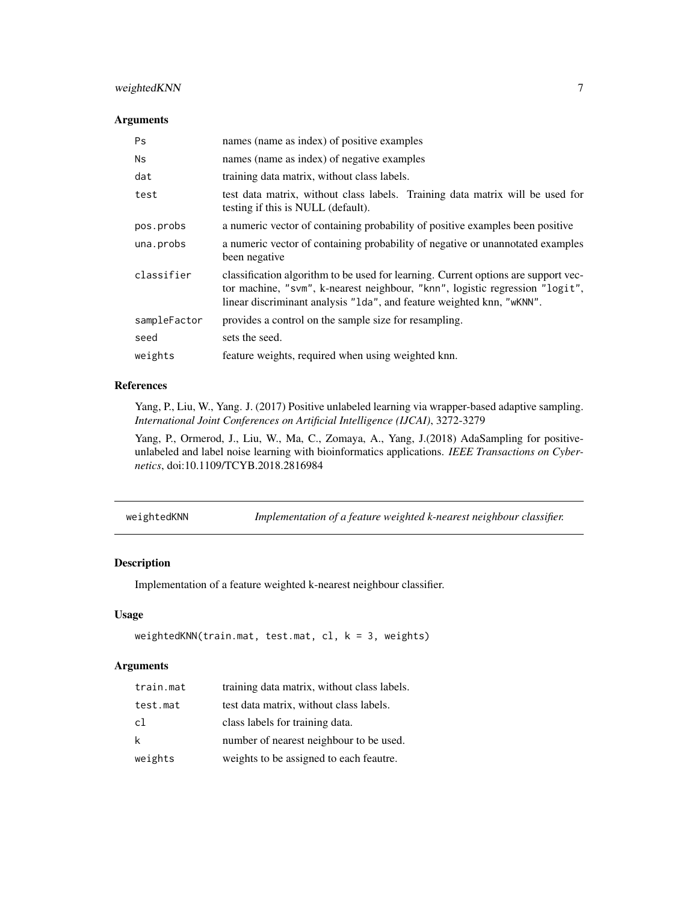### Arguments

| | |
|---|---|
| `Ps` | names (name as index) of positive examples |
| `Ns` | names (name as index) of negative examples |
| `dat` | training data matrix, without class labels. |
| `test` | test data matrix, without class labels. Training data matrix will be used for testing if this is NULL (default). |
| `pos.probs` | a numeric vector of containing probability of positive examples been positive |
| `una.probs` | a numeric vector of containing probability of negative or unannotated examples been negative |
| `classifier` | classification algorithm to be used for learning. Current options are support vector machine, `"svm"`, k-nearest neighbour, `"knn"`, logistic regression `"logit"`, linear discriminant analysis `"lda"`, and feature weighted knn, `"wKNN"`. |
| `sampleFactor` | provides a control on the sample size for resampling. |
| `seed` | sets the seed. |
| `weights` | feature weights, required when using weighted knn. |

### References

Yang, P., Liu, W., Yang. J. (2017) Positive unlabeled learning via wrapper-based adaptive sampling. *International Joint Conferences on Artificial Intelligence (IJCAI)*, 3272-3279

Yang, P., Ormerod, J., Liu, W., Ma, C., Zomaya, A., Yang, J.(2018) AdaSampling for positive-unlabeled and label noise learning with bioinformatics applications. *IEEE Transactions on Cybernetics*, doi:10.1109/TCYB.2018.2816984

---

## weightedKNN — *Implementation of a feature weighted k-nearest neighbour classifier.*

### Description

Implementation of a feature weighted k-nearest neighbour classifier.

### Usage

```
weightedKNN(train.mat, test.mat, cl, k = 3, weights)
```

### Arguments

| | |
|---|---|
| `train.mat` | training data matrix, without class labels. |
| `test.mat` | test data matrix, without class labels. |
| `cl` | class labels for training data. |
| `k` | number of nearest neighbour to be used. |
| `weights` | weights to be assigned to each feautre. |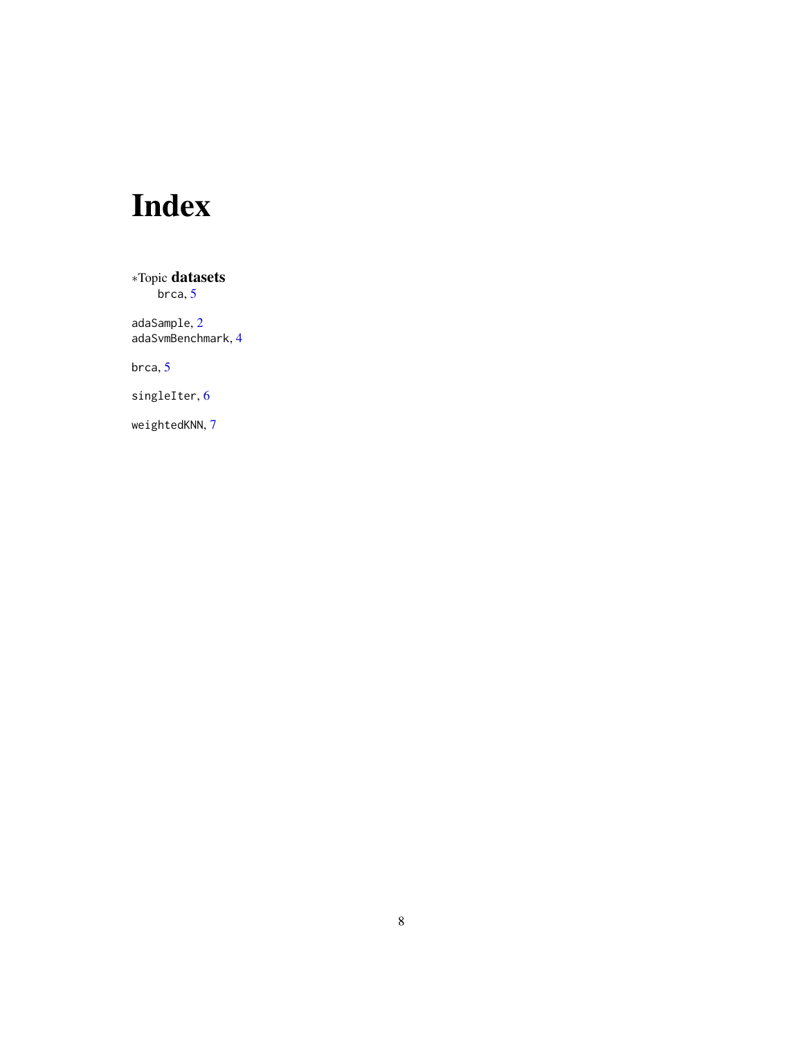# Index

*Topic **datasets**
    brca, 5

adaSample, 2
adaSvmBenchmark, 4

brca, 5

singleIter, 6

weightedKNN, 7